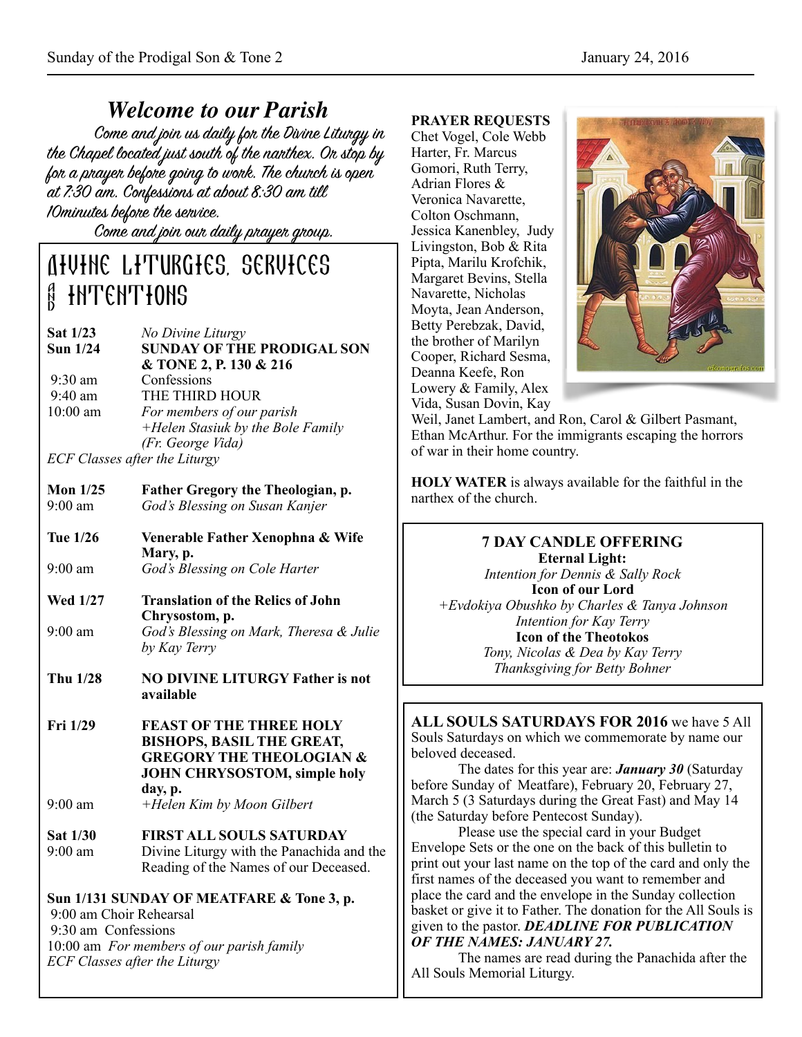# *Welcome to our Parish*

*Come and join us daily for the Divine Liturgy in the Chapel located just south of the narthex. Or stop by for a prayer before going to work. The church is open at 7:30 am. Confessions at about 8:30 am till 10minutes before the service.*

*Come and join our daily prayer group.*

## DIVINE LITURGIES, SERVICES AND INTENTIONS

**Sat 1/23** *No Divine Liturgy*

**Sun 1/24** **SUNDAY OF THE PRODIGAL SON & TONE 2, P. 130 & 216**

9:30 am Confessions

9:40 am THE THIRD HOUR

10:00 am *For members of our parish*
*+Helen Stasiuk by the Bole Family (Fr. George Vida)*

*ECF Classes after the Liturgy*

**Mon 1/25** **Father Gregory the Theologian, p.**

9:00 am *God's Blessing on Susan Kanjer*

**Tue 1/26** **Venerable Father Xenophna & Wife Mary, p.**

9:00 am *God's Blessing on Cole Harter*

**Wed 1/27** **Translation of the Relics of John Chrysostom, p.**

9:00 am *God's Blessing on Mark, Theresa & Julie by Kay Terry*

**Thu 1/28** **NO DIVINE LITURGY Father is not available**

**Fri 1/29** **FEAST OF THE THREE HOLY BISHOPS, BASIL THE GREAT, GREGORY THE THEOLOGIAN & JOHN CHRYSOSTOM, simple holy day, p.**

9:00 am *+Helen Kim by Moon Gilbert*

**Sat 1/30** **FIRST ALL SOULS SATURDAY**

9:00 am Divine Liturgy with the Panachida and the Reading of the Names of our Deceased.

**Sun 1/131 SUNDAY OF MEATFARE & Tone 3, p.**

9:00 am Choir Rehearsal

9:30 am Confessions

10:00 am *For members of our parish family*

*ECF Classes after the Liturgy*

**PRAYER REQUESTS** Chet Vogel, Cole Webb Harter, Fr. Marcus Gomori, Ruth Terry, Adrian Flores & Veronica Navarette, Colton Oschmann, Jessica Kanenbley, Judy Livingston, Bob & Rita Pipta, Marilu Krofchik, Margaret Bevins, Stella Navarette, Nicholas Moyta, Jean Anderson, Betty Perebzak, David, the brother of Marilyn Cooper, Richard Sesma, Deanna Keefe, Ron Lowery & Family, Alex Vida, Susan Dovin, Kay Weil, Janet Lambert, and Ron, Carol & Gilbert Pasmant, Ethan McArthur. For the immigrants escaping the horrors of war in their home country.

**HOLY WATER** is always available for the faithful in the narthex of the church.

**7 DAY CANDLE OFFERING**

**Eternal Light:**
*Intention for Dennis & Sally Rock*

**Icon of our Lord**
*+Evdokiya Obushko by Charles & Tanya Johnson*
*Intention for Kay Terry*

**Icon of the Theotokos**
*Tony, Nicolas & Dea by Kay Terry*
*Thanksgiving for Betty Bohner*

**ALL SOULS SATURDAYS FOR 2016** we have 5 All Souls Saturdays on which we commemorate by name our beloved deceased.

The dates for this year are: ***January 30*** (Saturday before Sunday of Meatfare), February 20, February 27, March 5 (3 Saturdays during the Great Fast) and May 14 (the Saturday before Pentecost Sunday).

Please use the special card in your Budget Envelope Sets or the one on the back of this bulletin to print out your last name on the top of the card and only the first names of the deceased you want to remember and place the card and the envelope in the Sunday collection basket or give it to Father. The donation for the All Souls is given to the pastor. ***DEADLINE FOR PUBLICATION OF THE NAMES: JANUARY 27.***

The names are read during the Panachida after the All Souls Memorial Liturgy.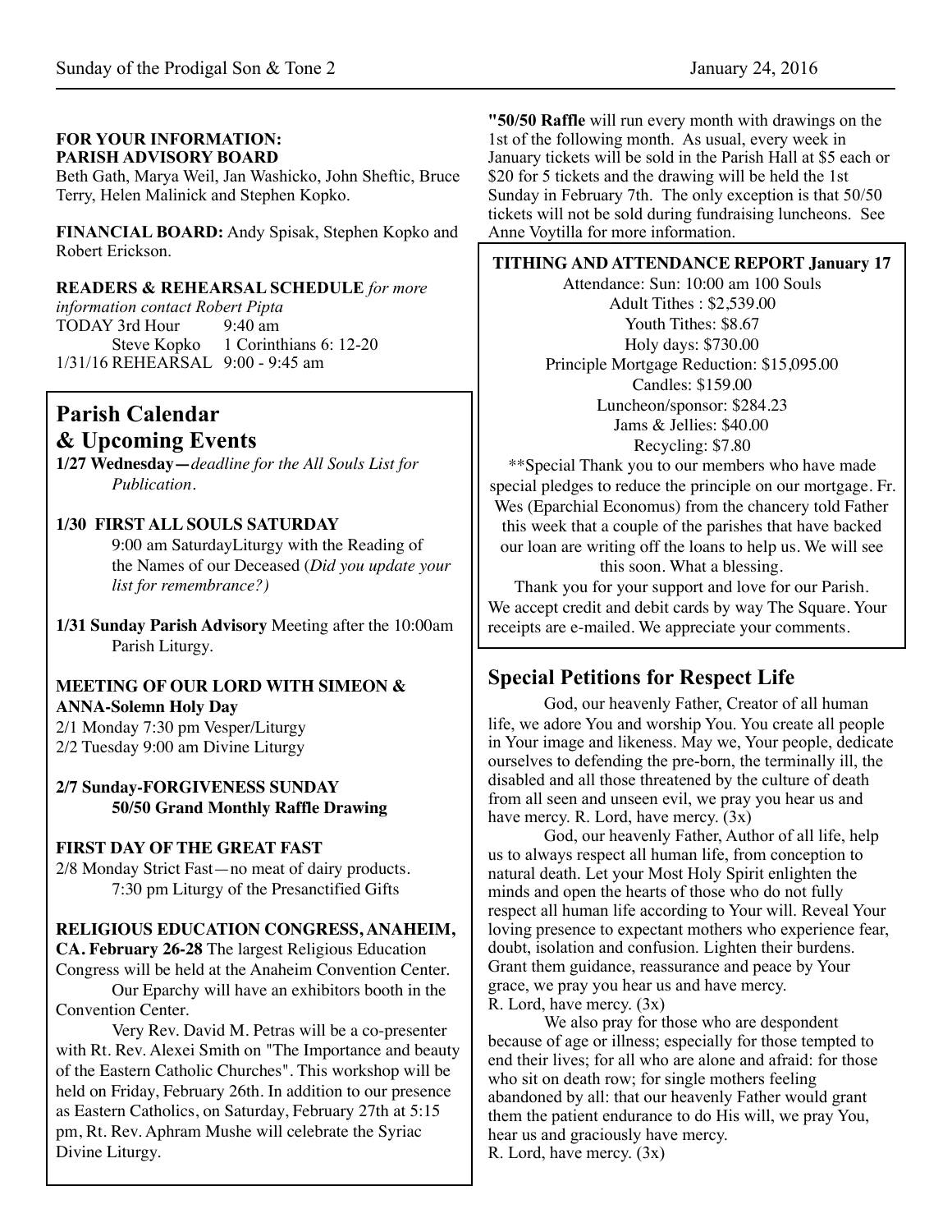**FOR YOUR INFORMATION:**
**PARISH ADVISORY BOARD**
Beth Gath, Marya Weil, Jan Washicko, John Sheftic, Bruce Terry, Helen Malinick and Stephen Kopko.

**FINANCIAL BOARD:** Andy Spisak, Stephen Kopko and Robert Erickson.

**READERS & REHEARSAL SCHEDULE** *for more information contact Robert Pipta*
TODAY 3rd Hour 9:40 am
Steve Kopko 1 Corinthians 6: 12-20
1/31/16 REHEARSAL 9:00 - 9:45 am

## Parish Calendar & Upcoming Events

**1/27 Wednesday—***deadline for the All Souls List for Publication.*

**1/30 FIRST ALL SOULS SATURDAY**
9:00 am SaturdayLiturgy with the Reading of the Names of our Deceased (*Did you update your list for remembrance?)*

**1/31 Sunday Parish Advisory** Meeting after the 10:00am Parish Liturgy.

**MEETING OF OUR LORD WITH SIMEON & ANNA-Solemn Holy Day**
2/1 Monday 7:30 pm Vesper/Liturgy
2/2 Tuesday 9:00 am Divine Liturgy

**2/7 Sunday-FORGIVENESS SUNDAY**
**50/50 Grand Monthly Raffle Drawing**

**FIRST DAY OF THE GREAT FAST**
2/8 Monday Strict Fast—no meat of dairy products.
7:30 pm Liturgy of the Presanctified Gifts

**RELIGIOUS EDUCATION CONGRESS, ANAHEIM, CA. February 26-28** The largest Religious Education Congress will be held at the Anaheim Convention Center.

Our Eparchy will have an exhibitors booth in the Convention Center.

Very Rev. David M. Petras will be a co-presenter with Rt. Rev. Alexei Smith on "The Importance and beauty of the Eastern Catholic Churches". This workshop will be held on Friday, February 26th. In addition to our presence as Eastern Catholics, on Saturday, February 27th at 5:15 pm, Rt. Rev. Aphram Mushe will celebrate the Syriac Divine Liturgy.

**"50/50 Raffle** will run every month with drawings on the 1st of the following month. As usual, every week in January tickets will be sold in the Parish Hall at $5 each or $20 for 5 tickets and the drawing will be held the 1st Sunday in February 7th. The only exception is that 50/50 tickets will not be sold during fundraising luncheons. See Anne Voytilla for more information.

**TITHING AND ATTENDANCE REPORT January 17**
Attendance: Sun: 10:00 am 100 Souls
Adult Tithes : $2,539.00
Youth Tithes: $8.67
Holy days: $730.00
Principle Mortgage Reduction: $15,095.00
Candles: $159.00
Luncheon/sponsor: $284.23
Jams & Jellies: $40.00
Recycling: $7.80

**Special Thank you to our members who have made special pledges to reduce the principle on our mortgage. Fr. Wes (Eparchial Economus) from the chancery told Father this week that a couple of the parishes that have backed our loan are writing off the loans to help us. We will see this soon. What a blessing.

Thank you for your support and love for our Parish. We accept credit and debit cards by way The Square. Your receipts are e-mailed. We appreciate your comments.

## Special Petitions for Respect Life

God, our heavenly Father, Creator of all human life, we adore You and worship You. You create all people in Your image and likeness. May we, Your people, dedicate ourselves to defending the pre-born, the terminally ill, the disabled and all those threatened by the culture of death from all seen and unseen evil, we pray you hear us and have mercy. R. Lord, have mercy. (3x)

God, our heavenly Father, Author of all life, help us to always respect all human life, from conception to natural death. Let your Most Holy Spirit enlighten the minds and open the hearts of those who do not fully respect all human life according to Your will. Reveal Your loving presence to expectant mothers who experience fear, doubt, isolation and confusion. Lighten their burdens. Grant them guidance, reassurance and peace by Your grace, we pray you hear us and have mercy.
R. Lord, have mercy. (3x)

We also pray for those who are despondent because of age or illness; especially for those tempted to end their lives; for all who are alone and afraid: for those who sit on death row; for single mothers feeling abandoned by all: that our heavenly Father would grant them the patient endurance to do His will, we pray You, hear us and graciously have mercy.
R. Lord, have mercy. (3x)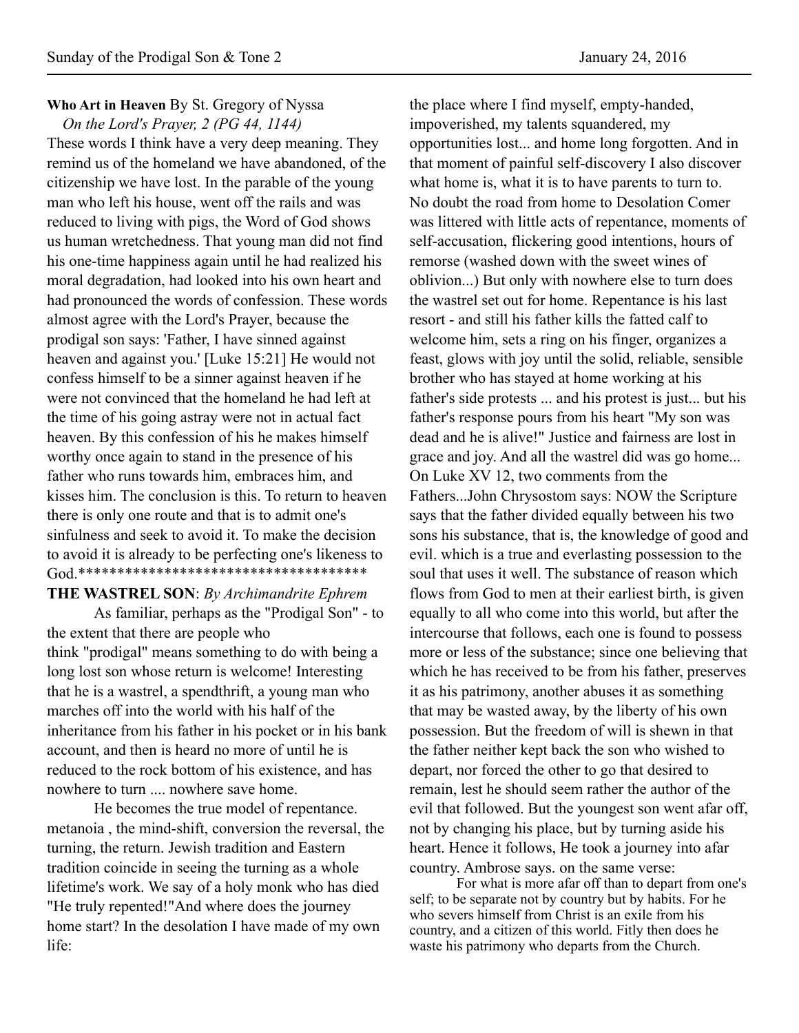**Who Art in Heaven** By St. Gregory of Nyssa
*On the Lord's Prayer, 2 (PG 44, 1144)*

These words I think have a very deep meaning. They remind us of the homeland we have abandoned, of the citizenship we have lost. In the parable of the young man who left his house, went off the rails and was reduced to living with pigs, the Word of God shows us human wretchedness. That young man did not find his one-time happiness again until he had realized his moral degradation, had looked into his own heart and had pronounced the words of confession. These words almost agree with the Lord's Prayer, because the prodigal son says: 'Father, I have sinned against heaven and against you.' [Luke 15:21] He would not confess himself to be a sinner against heaven if he were not convinced that the homeland he had left at the time of his going astray were not in actual fact heaven. By this confession of his he makes himself worthy once again to stand in the presence of his father who runs towards him, embraces him, and kisses him. The conclusion is this. To return to heaven there is only one route and that is to admit one's sinfulness and seek to avoid it. To make the decision to avoid it is already to be perfecting one's likeness to God.**************************************

**THE WASTREL SON**: *By Archimandrite Ephrem*

As familiar, perhaps as the "Prodigal Son" - to the extent that there are people who think "prodigal" means something to do with being a long lost son whose return is welcome! Interesting that he is a wastrel, a spendthrift, a young man who marches off into the world with his half of the inheritance from his father in his pocket or in his bank account, and then is heard no more of until he is reduced to the rock bottom of his existence, and has nowhere to turn .... nowhere save home.

He becomes the true model of repentance. metanoia , the mind-shift, conversion the reversal, the turning, the return. Jewish tradition and Eastern tradition coincide in seeing the turning as a whole lifetime's work. We say of a holy monk who has died "He truly repented!"And where does the journey home start? In the desolation I have made of my own life: the place where I find myself, empty-handed, impoverished, my talents squandered, my opportunities lost... and home long forgotten. And in that moment of painful self-discovery I also discover what home is, what it is to have parents to turn to. No doubt the road from home to Desolation Comer was littered with little acts of repentance, moments of self-accusation, flickering good intentions, hours of remorse (washed down with the sweet wines of oblivion...) But only with nowhere else to turn does the wastrel set out for home. Repentance is his last resort - and still his father kills the fatted calf to welcome him, sets a ring on his finger, organizes a feast, glows with joy until the solid, reliable, sensible brother who has stayed at home working at his father's side protests ... and his protest is just... but his father's response pours from his heart "My son was dead and he is alive!" Justice and fairness are lost in grace and joy. And all the wastrel did was go home...

On Luke XV 12, two comments from the Fathers...John Chrysostom says: NOW the Scripture says that the father divided equally between his two sons his substance, that is, the knowledge of good and evil. which is a true and everlasting possession to the soul that uses it well. The substance of reason which flows from God to men at their earliest birth, is given equally to all who come into this world, but after the intercourse that follows, each one is found to possess more or less of the substance; since one believing that which he has received to be from his father, preserves it as his patrimony, another abuses it as something that may be wasted away, by the liberty of his own possession. But the freedom of will is shewn in that the father neither kept back the son who wished to depart, nor forced the other to go that desired to remain, lest he should seem rather the author of the evil that followed. But the youngest son went afar off, not by changing his place, but by turning aside his heart. Hence it follows, He took a journey into afar country. Ambrose says. on the same verse:

For what is more afar off than to depart from one's self; to be separate not by country but by habits. For he who severs himself from Christ is an exile from his country, and a citizen of this world. Fitly then does he waste his patrimony who departs from the Church.